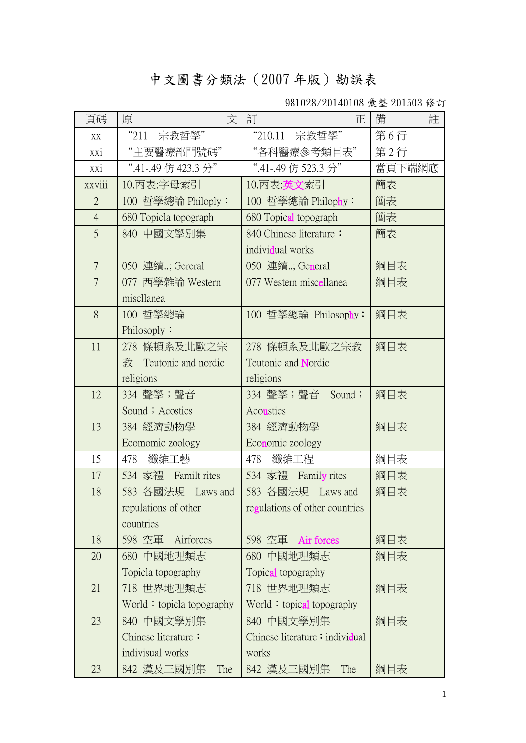# 中文圖書分類法（2007 年版）勘誤表

981028/20140108 彙整 201503 修訂

| 頁碼 | 原　　文 | 訂　　正 | 備　　註 |
|---|---|---|---|
| xx | “211　宗教哲學” | “210.11　宗教哲學” | 第 6 行 |
| xxi | “主要醫療部門號碼” | “各科醫療參考類目表” | 第 2 行 |
| xxi | “.41-.49 仿 423.3 分” | “.41-.49 仿 523.3 分” | 當頁下端網底 |
| xxviii | 10.丙表:字母索引 | 10.丙表:英文索引 | 簡表 |
| 2 | 100 哲學總論 Philoply： | 100 哲學總論 Philophy： | 簡表 |
| 4 | 680 Topicla topograph | 680 Topical topograph | 簡表 |
| 5 | 840 中國文學別集 | 840 Chinese literature：individual works | 簡表 |
| 7 | 050 連續..; Gereral | 050 連續..; General | 綱目表 |
| 7 | 077 西學雜論 Western miscllanea | 077 Western miscellanea | 綱目表 |
| 8 | 100 哲學總論 Philosoply： | 100 哲學總論 Philosophy： | 綱目表 |
| 11 | 278 條頓系及北歐之宗教 Teutonic and nordic religions | 278 條頓系及北歐之宗教 Teutonic and Nordic religions | 綱目表 |
| 12 | 334 聲學；聲音 Sound；Acostics | 334 聲學；聲音 Sound；Acoustics | 綱目表 |
| 13 | 384 經濟動物學 Ecomomic zoology | 384 經濟動物學 Economic zoology | 綱目表 |
| 15 | 478 纖維工藝 | 478 纖維工程 | 綱目表 |
| 17 | 534 家禮 Familt rites | 534 家禮 Family rites | 綱目表 |
| 18 | 583 各國法規 Laws and repulations of other countries | 583 各國法規 Laws and regulations of other countries | 綱目表 |
| 18 | 598 空軍 Airforces | 598 空軍 Air forces | 綱目表 |
| 20 | 680 中國地理類志 Topicla topography | 680 中國地理類志 Topical topography | 綱目表 |
| 21 | 718 世界地理類志 World：topicla topography | 718 世界地理類志 World：topical topography | 綱目表 |
| 23 | 840 中國文學別集 Chinese literature：indivisual works | 840 中國文學別集 Chinese literature：individual works | 綱目表 |
| 23 | 842 漢及三國別集 The | 842 漢及三國別集 The | 綱目表 |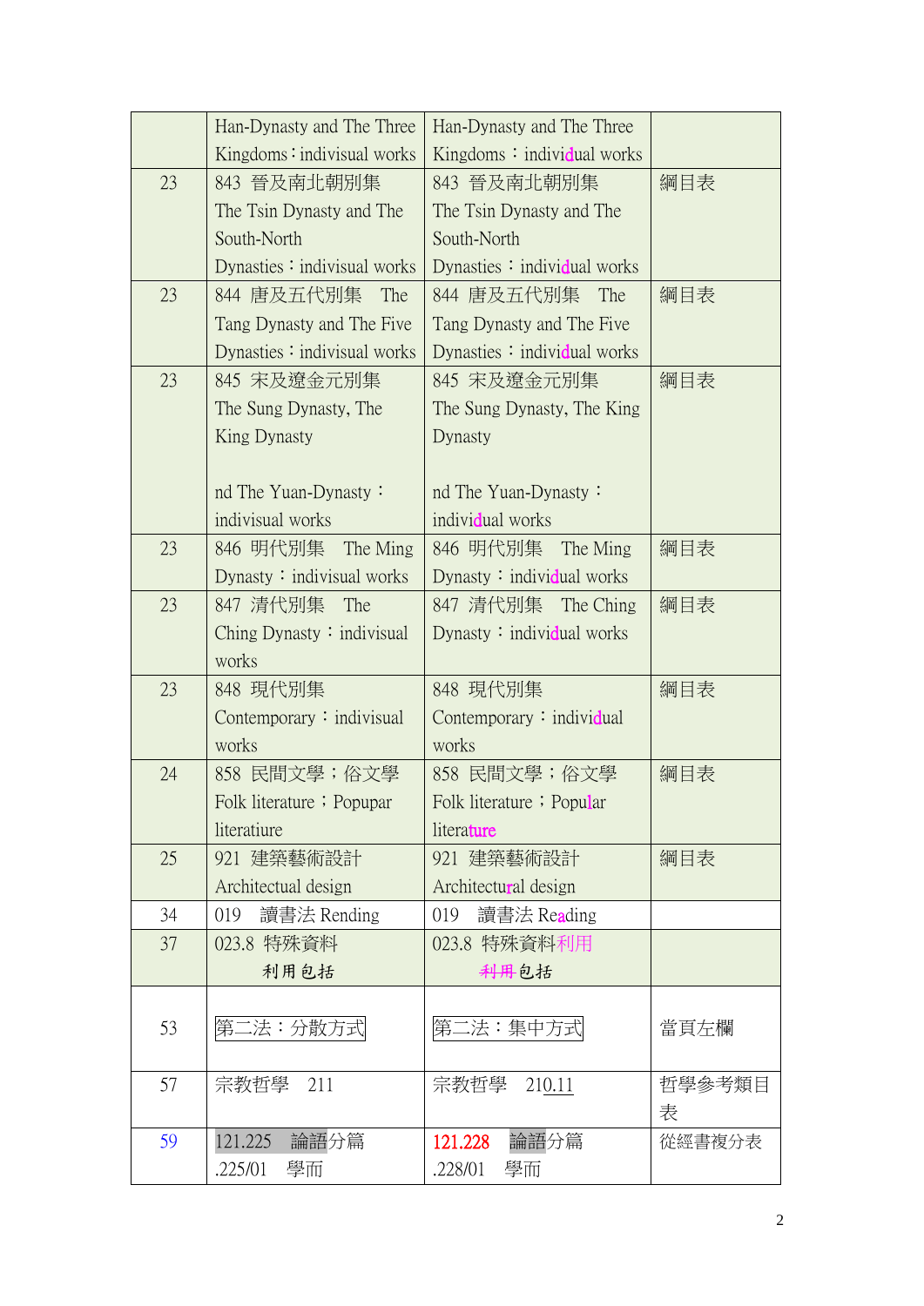|  | Han-Dynasty and The Three Kingdoms：indivisual works | Han-Dynasty and The Three Kingdoms：individual works |  |
|---|---|---|---|
| 23 | 843 晉及南北朝別集 The Tsin Dynasty and The South-North Dynasties：indivisual works | 843 晉及南北朝別集 The Tsin Dynasty and The South-North Dynasties：individual works | 綱目表 |
| 23 | 844 唐及五代別集 The Tang Dynasty and The Five Dynasties：indivisual works | 844 唐及五代別集 The Tang Dynasty and The Five Dynasties：individual works | 綱目表 |
| 23 | 845 宋及遼金元別集 The Sung Dynasty, The King Dynasty<br><br>nd The Yuan-Dynasty：indivisual works | 845 宋及遼金元別集 The Sung Dynasty, The King Dynasty<br><br>nd The Yuan-Dynasty：individual works | 綱目表 |
| 23 | 846 明代別集 The Ming Dynasty：indivisual works | 846 明代別集 The Ming Dynasty：individual works | 綱目表 |
| 23 | 847 清代別集 The Ching Dynasty：indivisual works | 847 清代別集 The Ching Dynasty：individual works | 綱目表 |
| 23 | 848 現代別集 Contemporary：indivisual works | 848 現代別集 Contemporary：individual works | 綱目表 |
| 24 | 858 民間文學；俗文學 Folk literature；Popupar literatiure | 858 民間文學；俗文學 Folk literature；Popular literature | 綱目表 |
| 25 | 921 建築藝術設計 Architectual design | 921 建築藝術設計 Architectural design | 綱目表 |
| 34 | 019 讀書法 Rending | 019 讀書法 Reading |  |
| 37 | 023.8 特殊資料<br>利用包括 | 023.8 特殊資料利用<br>~~利用~~包括 |  |
| 53 | 第二法：分散方式 | 第二法：集中方式 | 當頁左欄 |
| 57 | 宗教哲學 211 | 宗教哲學 210.11 | 哲學參考類目表 |
| 59 | 121.225 論語分篇<br>.225/01 學而 | 121.228 論語分篇<br>.228/01 學而 | 從經書複分表 |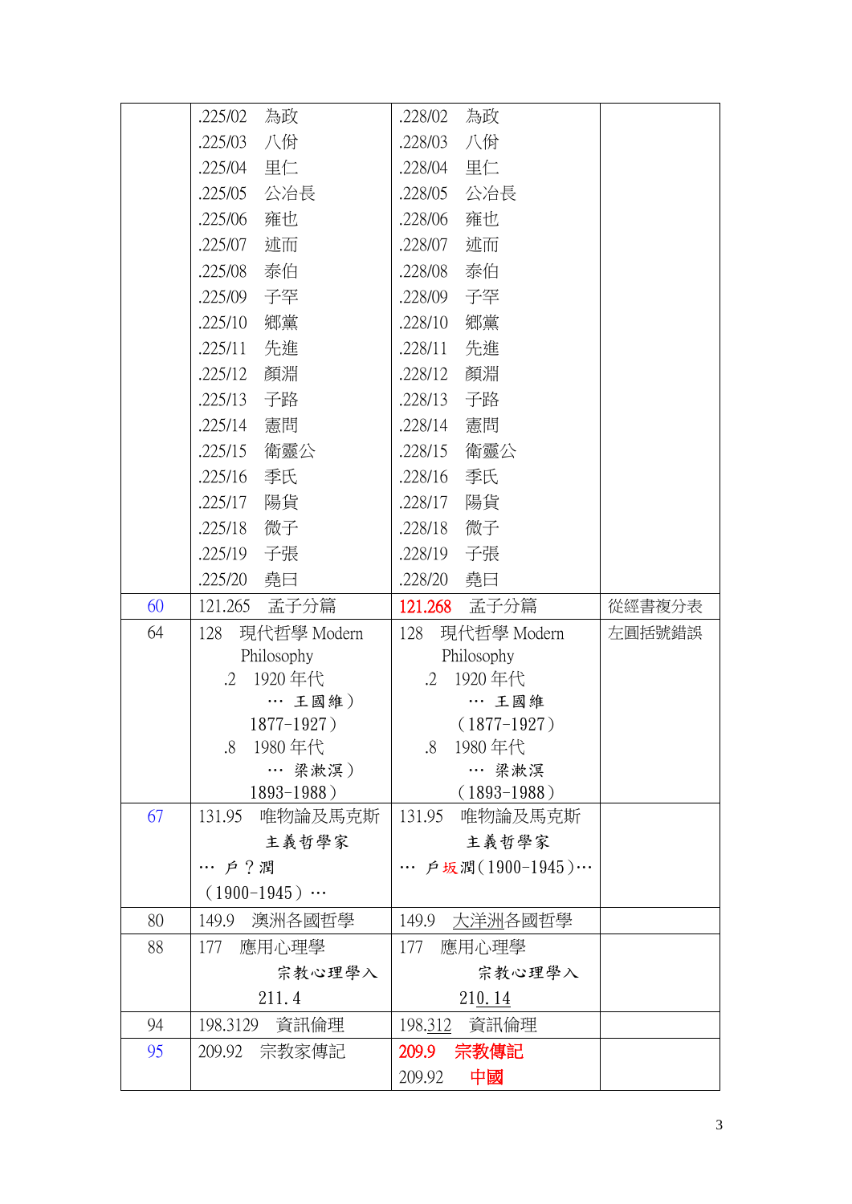| | | | |
|---|---|---|---|
| | .225/02　為政<br>.225/03　八佾<br>.225/04　里仁<br>.225/05　公冶長<br>.225/06　雍也<br>.225/07　述而<br>.225/08　泰伯<br>.225/09　子罕<br>.225/10　鄉黨<br>.225/11　先進<br>.225/12　顏淵<br>.225/13　子路<br>.225/14　憲問<br>.225/15　衛靈公<br>.225/16　季氏<br>.225/17　陽貨<br>.225/18　微子<br>.225/19　子張<br>.225/20　堯曰 | .228/02　為政<br>.228/03　八佾<br>.228/04　里仁<br>.228/05　公冶長<br>.228/06　雍也<br>.228/07　述而<br>.228/08　泰伯<br>.228/09　子罕<br>.228/10　鄉黨<br>.228/11　先進<br>.228/12　顏淵<br>.228/13　子路<br>.228/14　憲問<br>.228/15　衛靈公<br>.228/16　季氏<br>.228/17　陽貨<br>.228/18　微子<br>.228/19　子張<br>.228/20　堯曰 | |
| 60 | 121.265　孟子分篇 | 121.268　孟子分篇 | 從經書複分表 |
| 64 | 128　現代哲學 Modern Philosophy<br>.2　1920 年代<br>… 王國維）<br>1877-1927）<br>.8　1980 年代<br>… 梁漱溟）<br>1893-1988） | 128　現代哲學 Modern Philosophy<br>.2　1920 年代<br>… 王國維<br>（1877-1927）<br>.8　1980 年代<br>… 梁漱溟<br>（1893-1988） | 左圓括號錯誤 |
| 67 | 131.95　唯物論及馬克斯主義哲學家<br>… 戶？潤<br>（1900-1945）… | 131.95　唯物論及馬克斯主義哲學家<br>… 戶坂潤（1900-1945）… | |
| 80 | 149.9　澳洲各國哲學 | 149.9　大洋洲各國哲學 | |
| 88 | 177　應用心理學<br>宗教心理學入<br>211.4 | 177　應用心理學<br>宗教心理學入<br>210.14 | |
| 94 | 198.3129　資訊倫理 | 198.312　資訊倫理 | |
| 95 | 209.92　宗教家傳記 | 209.9　宗教傳記<br>209.92　中國 | |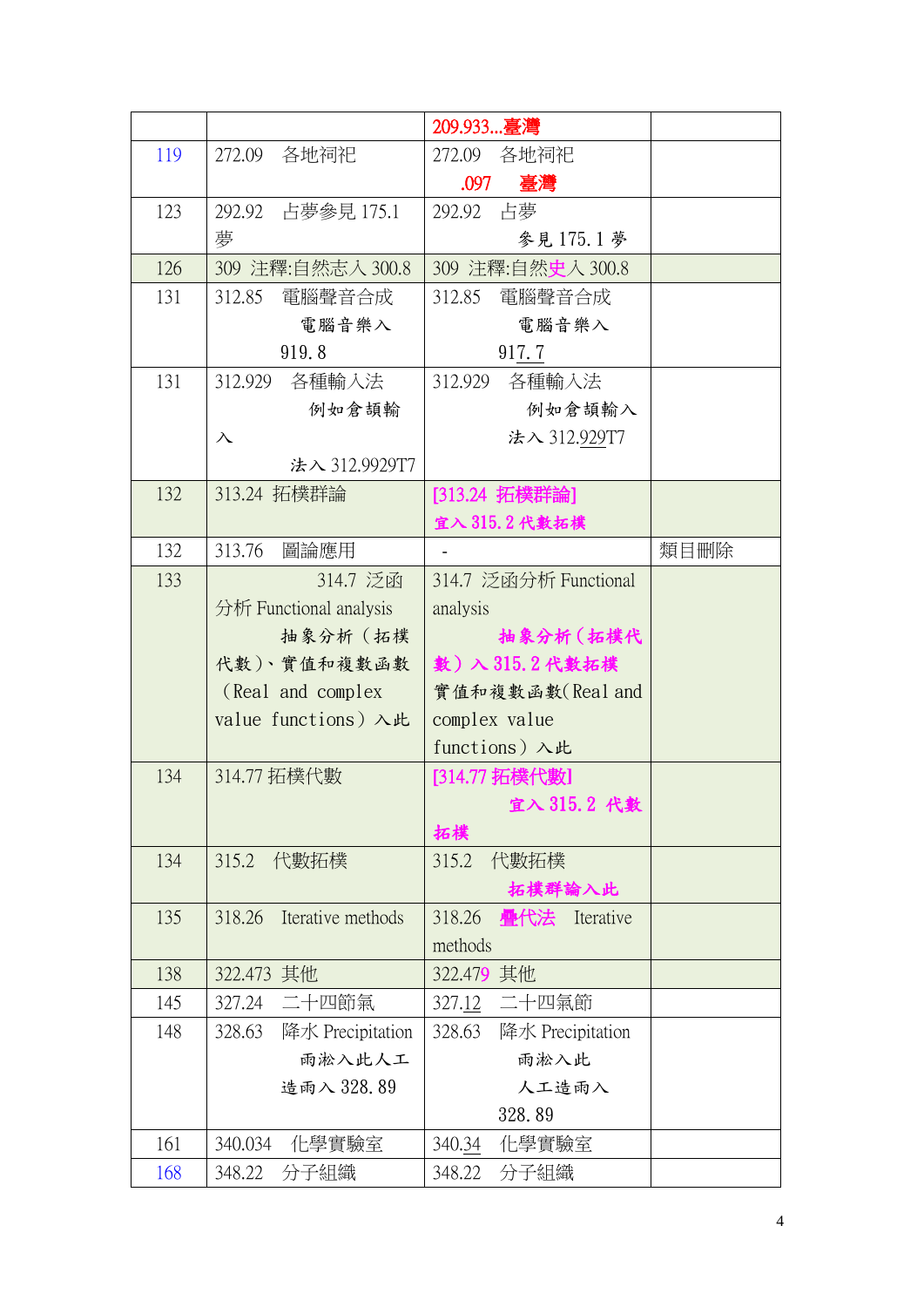| | | | |
|---|---|---|---|
| | | 209.933...臺灣 | |
| 119 | 272.09　各地祠祀 | 272.09　各地祠祀<br>.097　臺灣 | |
| 123 | 292.92　占夢參見 175.1 夢 | 292.92　占夢<br>參見 175.1 夢 | |
| 126 | 309 注釋:自然志入 300.8 | 309 注釋:自然史入 300.8 | |
| 131 | 312.85　電腦聲音合成<br>電腦音樂入<br>919.8 | 312.85　電腦聲音合成<br>電腦音樂入<br>917.7 | |
| 131 | 312.929　各種輸入法<br>例如倉頡輸入<br>法入 312.9929T7 | 312.929　各種輸入法<br>例如倉頡輸入<br>法入 312.929T7 | |
| 132 | 313.24 拓樸群論 | [313.24 拓樸群論]<br>宜入 315.2 代數拓樸 | |
| 132 | 313.76　圖論應用 | - | 類目刪除 |
| 133 | 314.7 泛函分析 Functional analysis<br>抽象分析（拓樸代數）、實值和複數函數（Real and complex value functions）入此 | 314.7 泛函分析 Functional analysis<br>抽象分析（拓樸代數）入 315.2 代數拓樸<br>實值和複數函數(Real and complex value functions）入此 | |
| 134 | 314.77 拓樸代數 | [314.77 拓樸代數]<br>宜入 315.2 代數拓樸 | |
| 134 | 315.2　代數拓樸 | 315.2　代數拓樸<br>拓樸群論入此 | |
| 135 | 318.26　Iterative methods | 318.26　疊代法　Iterative methods | |
| 138 | 322.473 其他 | 322.479 其他 | |
| 145 | 327.24　二十四節氣 | 327.12　二十四氣節 | |
| 148 | 328.63　降水 Precipitation<br>雨凇入此人工<br>造雨入 328.89 | 328.63　降水 Precipitation<br>雨凇入此<br>人工造雨入<br>328.89 | |
| 161 | 340.034　化學實驗室 | 340.34　化學實驗室 | |
| 168 | 348.22　分子組織 | 348.22　分子組織 | |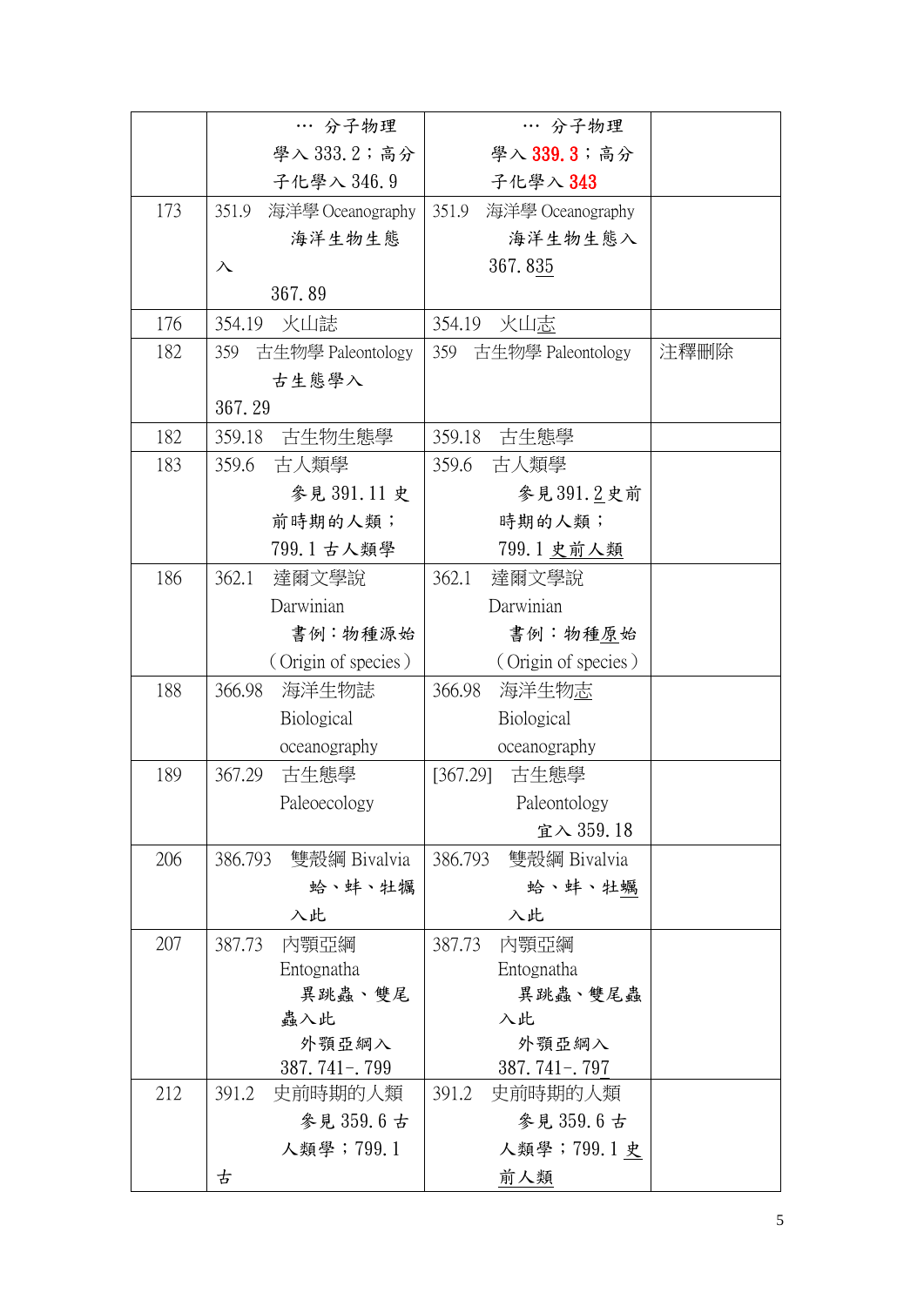| | | | |
|---|---|---|---|
| | … 分子物理學入 333.2；高分子化學入 346.9 | … 分子物理學入 339.3；高分子化學入 343 | |
| 173 | 351.9　海洋學 Oceanography 海洋生物生態入 367.89 | 351.9　海洋學 Oceanography 海洋生物生態入 367.835 | |
| 176 | 354.19　火山誌 | 354.19　火山志 | |
| 182 | 359　古生物學 Paleontology 古生態學入 367.29 | 359　古生物學 Paleontology | 注釋刪除 |
| 182 | 359.18　古生物生態學 | 359.18　古生態學 | |
| 183 | 359.6　古人類學 參見 391.11 史前時期的人類；799.1 古人類學 | 359.6　古人類學 參見 391.2 史前時期的人類；799.1 史前人類 | |
| 186 | 362.1　達爾文學說 Darwinian 書例：物種源始（Origin of species） | 362.1　達爾文學說 Darwinian 書例：物種原始（Origin of species） | |
| 188 | 366.98　海洋生物誌 Biological oceanography | 366.98　海洋生物志 Biological oceanography | |
| 189 | 367.29　古生態學 Paleoecology | [367.29]　古生態學 Paleontology 宜入 359.18 | |
| 206 | 386.793　雙殼綱 Bivalvia 蛤、蚌、牡犡入此 | 386.793　雙殼綱 Bivalvia 蛤、蚌、牡蠣入此 | |
| 207 | 387.73　內顎亞綱 Entognatha 異跳蟲、雙尾蟲入此 外顎亞綱入 387.741-.799 | 387.73　內顎亞綱 Entognatha 異跳蟲、雙尾蟲入此 外顎亞綱入 387.741-.797 | |
| 212 | 391.2　史前時期的人類 參見 359.6 古人類學；799.1 古 | 391.2　史前時期的人類 參見 359.6 古人類學；799.1 史前人類 | |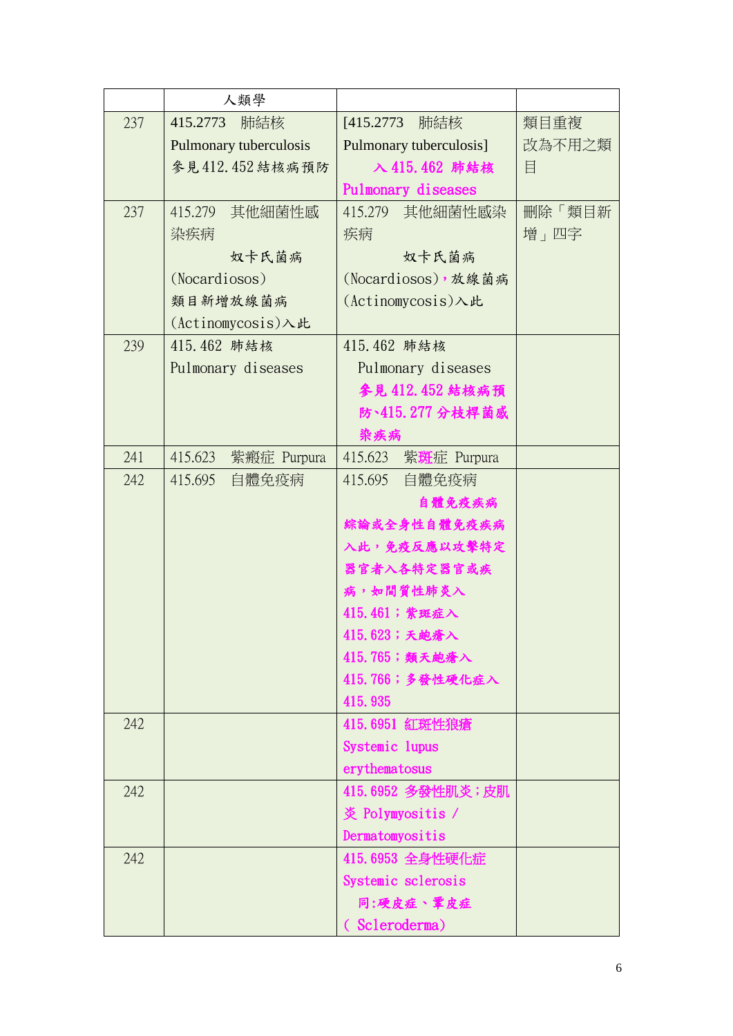| | 人類學 | | |
|---|---|---|---|
| 237 | 415.2773　肺結核<br>Pulmonary tuberculosis<br>參見412.452結核病預防 | [415.2773　肺結核<br>Pulmonary tuberculosis]<br>入415.462 肺結核<br>Pulmonary diseases | 類目重複<br>改為不用之類目 |
| 237 | 415.279　其他細菌性感染疾病<br>奴卡氏菌病<br>(Nocardiosos)<br>類目新增放線菌病<br>(Actinomycosis)入此 | 415.279　其他細菌性感染疾病<br>奴卡氏菌病<br>(Nocardiosos)，放線菌病<br>(Actinomycosis)入此 | 刪除「類目新增」四字 |
| 239 | 415.462 肺結核<br>Pulmonary diseases | 415.462 肺結核<br>Pulmonary diseases<br>參見412.452結核病預防、415.277分枝桿菌感染疾病 | |
| 241 | 415.623　紫癜症 Purpura | 415.623　紫斑症 Purpura | |
| 242 | 415.695　自體免疫病 | 415.695　自體免疫病<br>自體免疫疾病<br>綜論或全身性自體免疫疾病入此，免疫反應以攻擊特定器官者入各特定器官或疾病，如間質性肺炎入<br>415.461；紫斑症入<br>415.623；天皰瘡入<br>415.765；類天皰瘡入<br>415.766；多發性硬化症入<br>415.935 | |
| 242 | | 415.6951 紅斑性狼瘡<br>Systemic lupus erythematosus | |
| 242 | | 415.6952 多發性肌炎；皮肌炎 Polymyositis / Dermatomyositis | |
| 242 | | 415.6953 全身性硬化症<br>Systemic sclerosis<br>同:硬皮症、鞏皮症<br>( Scleroderma) | |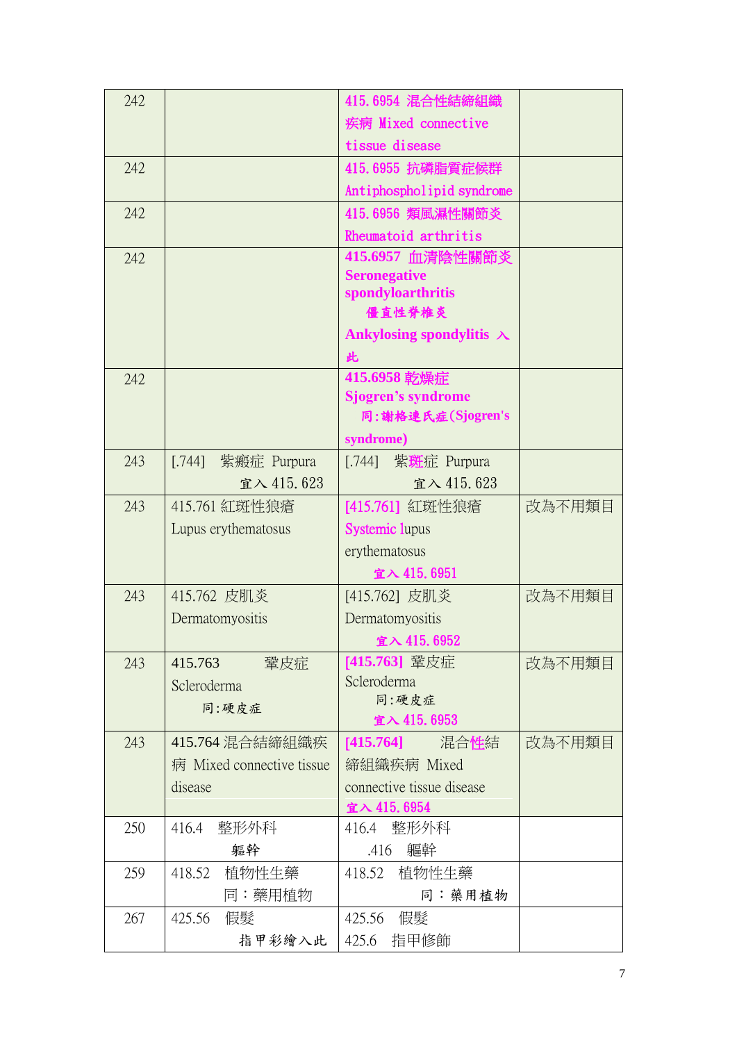| | | | |
|---|---|---|---|
| 242 | | 415.6954 混合性結締組織疾病 Mixed connective tissue disease | |
| 242 | | 415.6955 抗磷脂質症候群 Antiphospholipid syndrome | |
| 242 | | 415.6956 類風濕性關節炎 Rheumatoid arthritis | |
| 242 | | **415.6957 血清陰性關節炎 Seronegative spondyloarthritis** 僵直性脊椎炎 **Ankylosing spondylitis** 入此 | |
| 242 | | **415.6958 乾燥症 Sjogren's syndrome** 同:謝格連氏症(Sjogren's syndrome) | |
| 243 | [.744] 紫瘢症 Purpura 宜入 415.623 | [.744] 紫斑症 Purpura 宜入 415.623 | |
| 243 | 415.761 紅斑性狼瘡 Lupus erythematosus | [415.761] 紅斑性狼瘡 Systemic lupus erythematosus 宜入 415.6951 | 改為不用類目 |
| 243 | 415.762 皮肌炎 Dermatomyositis | [415.762] 皮肌炎 Dermatomyositis 宜入 415.6952 | 改為不用類目 |
| 243 | 415.763 鞏皮症 Scleroderma 同:硬皮症 | **[415.763]** 鞏皮症 Scleroderma 同:硬皮症 宜入 415.6953 | 改為不用類目 |
| 243 | 415.764 混合結締組織疾病 Mixed connective tissue disease | **[415.764]** 混合性結締組織疾病 Mixed connective tissue disease 宜入 415.6954 | 改為不用類目 |
| 250 | 416.4 整形外科 軀幹 | 416.4 整形外科 .416 軀幹 | |
| 259 | 418.52 植物性生藥 同：藥用植物 | 418.52 植物性生藥 同：藥用植物 | |
| 267 | 425.56 假髮 指甲彩繪入此 | 425.56 假髮 425.6 指甲修飾 | |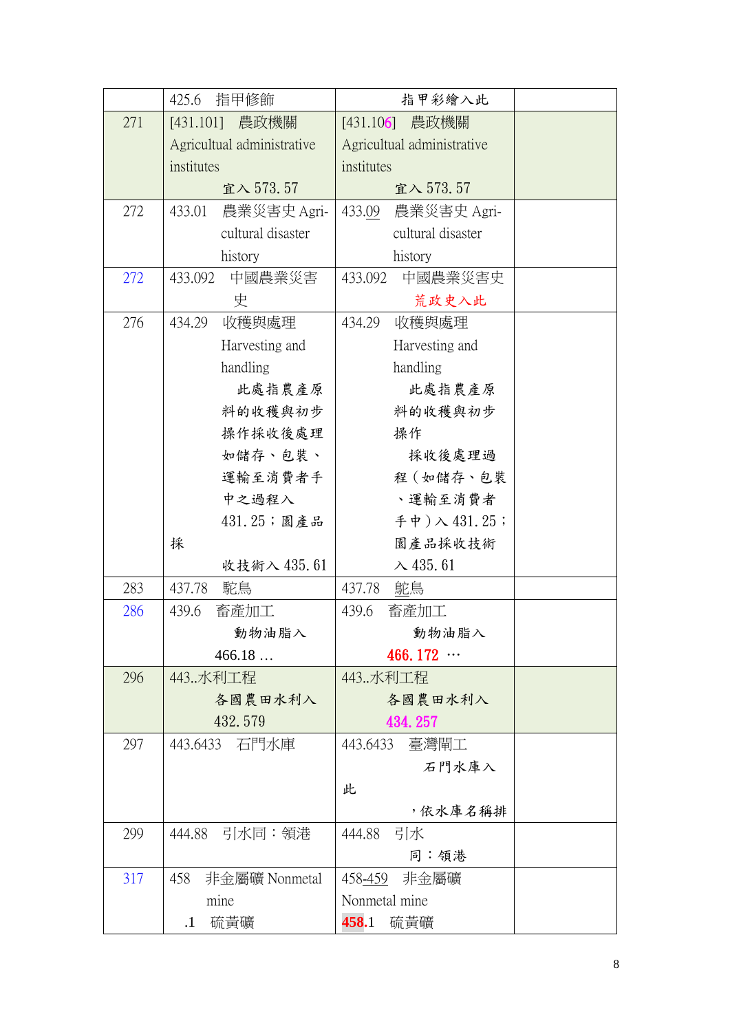| | | | |
|---|---|---|---|
| | 425.6 指甲修飾 | 指甲彩繪入此 | |
| 271 | [431.101] 農政機關 Agricultual administrative institutes 宜入 573.57 | [431.106] 農政機關 Agricultual administrative institutes 宜入 573.57 | |
| 272 | 433.01 農業災害史 Agri-cultural disaster history | 433.09 農業災害史 Agri-cultural disaster history | |
| 272 | 433.092 中國農業災害史 | 433.092 中國農業災害史 荒政史入此 | |
| 276 | 434.29 收穫與處理 Harvesting and handling 此處指農產原料的收穫與初步操作採收後處理如儲存、包裝、運輸至消費者手中之過程入 431.25；園產品採收技術入 435.61 | 434.29 收穫與處理 Harvesting and handling 此處指農產原料的收穫與初步操作 採收後處理過程（如儲存、包裝、運輸至消費者手中）入 431.25；園產品採收技術入 435.61 | |
| 283 | 437.78 鴕鳥 | 437.78 鴕鳥 | |
| 286 | 439.6 畜產加工 動物油脂入 466.18 … | 439.6 畜產加工 動物油脂入 **466.172** … | |
| 296 | 443..水利工程 各國農田水利入 432.579 | 443..水利工程 各國農田水利入 434.257 | |
| 297 | 443.6433 石門水庫 | 443.6433 臺灣閘工 石門水庫入此，依水庫名稱排 | |
| 299 | 444.88 引水同：領港 | 444.88 引水 同：領港 | |
| 317 | 458 非金屬礦 Nonmetal mine .1 硫黃礦 | 458-459 非金屬礦 Nonmetal mine **458**.1 硫黃礦 | |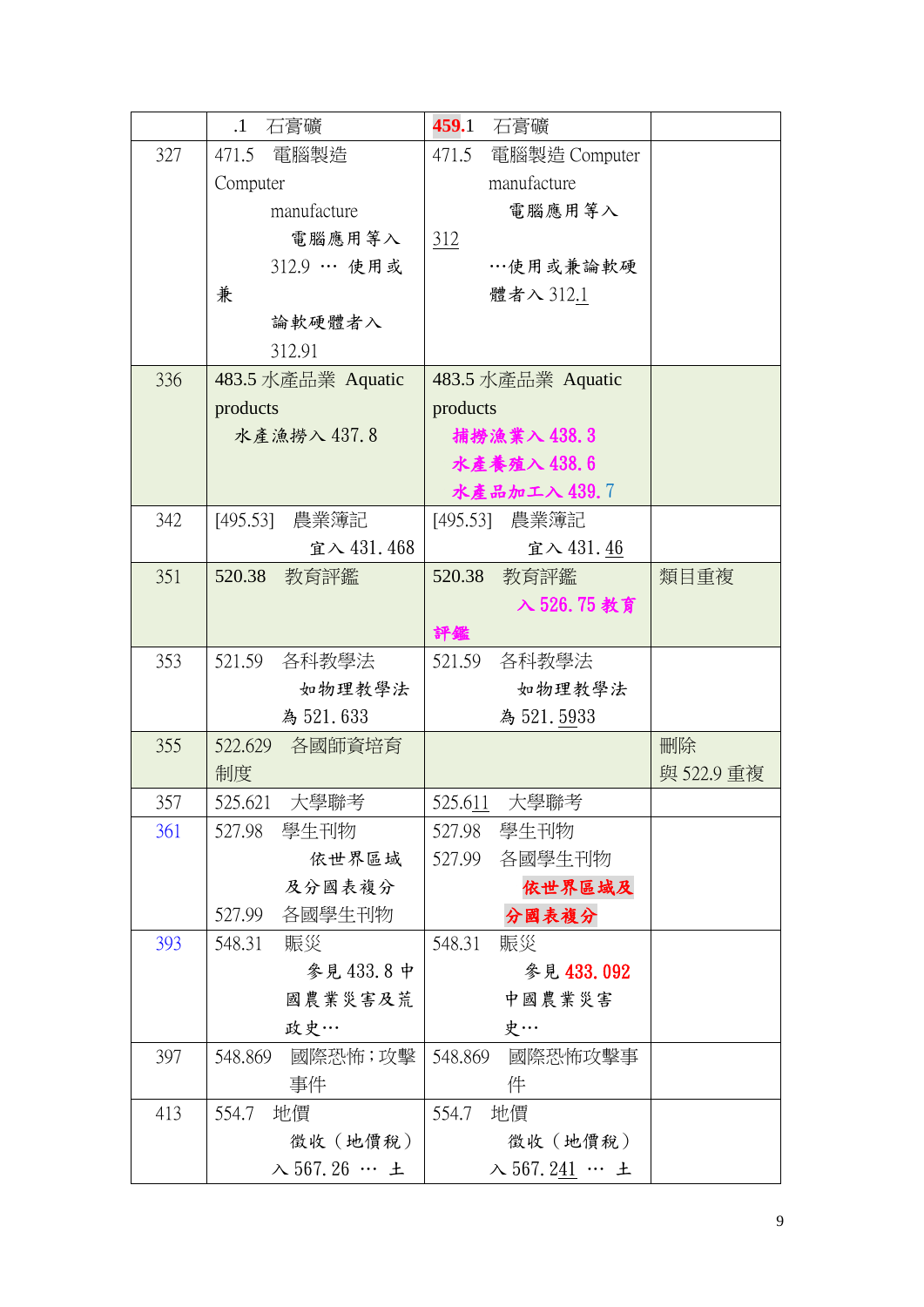|  | .1　石膏礦 | 459.1　石膏礦 |  |
|---|---|---|---|
| 327 | 471.5　電腦製造 Computer manufacture 電腦應用等入 312.9 … 使用或兼論軟硬體者入 312.91 | 471.5　電腦製造 Computer manufacture 電腦應用等入 312 …使用或兼論軟硬體者入 312.1 |  |
| 336 | 483.5 水產品業 Aquatic products 水產漁撈入 437.8 | 483.5 水產品業 Aquatic products **捕撈漁業入 438.3** **水產養殖入 438.6** **水產品加工入 439.7** |  |
| 342 | [495.53]　農業簿記 宜入 431.468 | [495.53]　農業簿記 宜入 431.46 |  |
| 351 | 520.38　教育評鑑 | 520.38　教育評鑑 **入 526.75 教育評鑑** | 類目重複 |
| 353 | 521.59　各科教學法 如物理教學法為 521.633 | 521.59　各科教學法 如物理教學法為 521.5933 |  |
| 355 | 522.629　各國師資培育制度 |  | 刪除 與 522.9 重複 |
| 357 | 525.621　大學聯考 | 525.611　大學聯考 |  |
| 361 | 527.98　學生刊物 依世界區域及分國表複分 527.99　各國學生刊物 | 527.98　學生刊物 527.99　各國學生刊物 **依世界區域及分國表複分** |  |
| 393 | 548.31　賑災 參見 433.8 中國農業災害及荒政史… | 548.31　賑災 參見 433.092 中國農業災害史… |  |
| 397 | 548.869　國際恐怖；攻擊事件 | 548.869　國際恐怖攻擊事件 |  |
| 413 | 554.7　地價 徵收（地價稅）入 567.26 … 土 | 554.7　地價 徵收（地價稅）入 567.241 … 土 |  |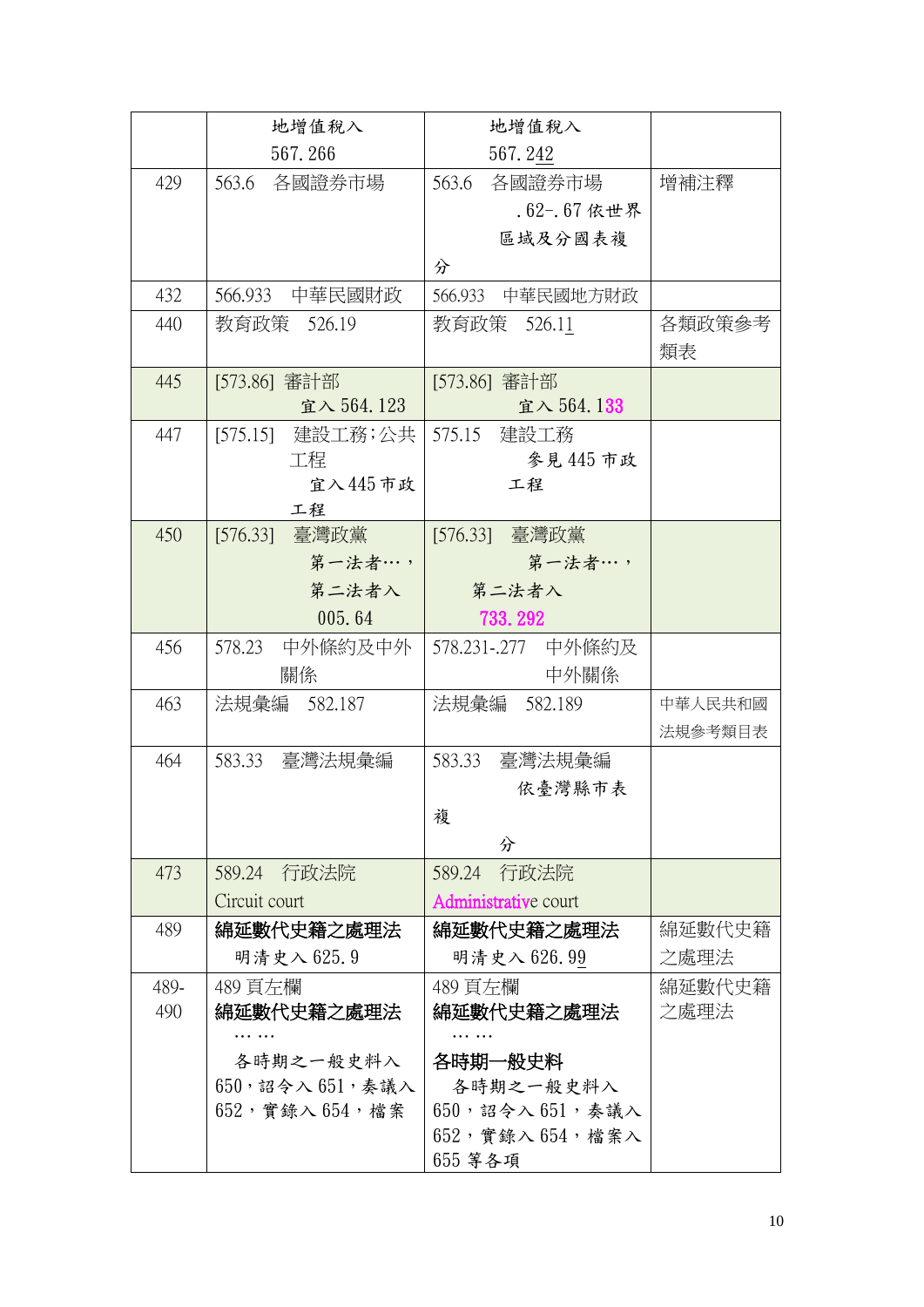| | 地增值稅入 567.266 | 地增值稅入 567.242 | |
|---|---|---|---|
| 429 | 563.6 各國證券市場 | 563.6 各國證券市場 .62-.67 依世界區域及分國表複分 | 增補注釋 |
| 432 | 566.933 中華民國財政 | 566.933 中華民國地方財政 | |
| 440 | 教育政策 526.19 | 教育政策 526.11 | 各類政策參考類表 |
| 445 | [573.86] 審計部 宜入 564.123 | [573.86] 審計部 宜入 564.133 | |
| 447 | [575.15] 建設工務;公共工程 宜入 445 市政工程 | 575.15 建設工務 參見 445 市政工程 | |
| 450 | [576.33] 臺灣政黨 第一法者…, 第二法者入 005.64 | [576.33] 臺灣政黨 第一法者…, 第二法者入 733.292 | |
| 456 | 578.23 中外條約及中外關係 | 578.231-.277 中外條約及中外關係 | |
| 463 | 法規彙編 582.187 | 法規彙編 582.189 | 中華人民共和國法規參考類目表 |
| 464 | 583.33 臺灣法規彙編 | 583.33 臺灣法規彙編 依臺灣縣市表複分 | |
| 473 | 589.24 行政法院 Circuit court | 589.24 行政法院 Administrative court | |
| 489 | **綿延數代史籍之處理法** 明清史入 625.9 | **綿延數代史籍之處理法** 明清史入 626.99 | 綿延數代史籍之處理法 |
| 489-490 | 489 頁左欄 **綿延數代史籍之處理法** …… 各時期之一般史料入 650,詔令入 651,奏議入 652,實錄入 654,檔案 | 489 頁左欄 **綿延數代史籍之處理法** …… **各時期一般史料** 各時期之一般史料入 650,詔令入 651,奏議入 652,實錄入 654,檔案入 655 等各項 | 綿延數代史籍之處理法 |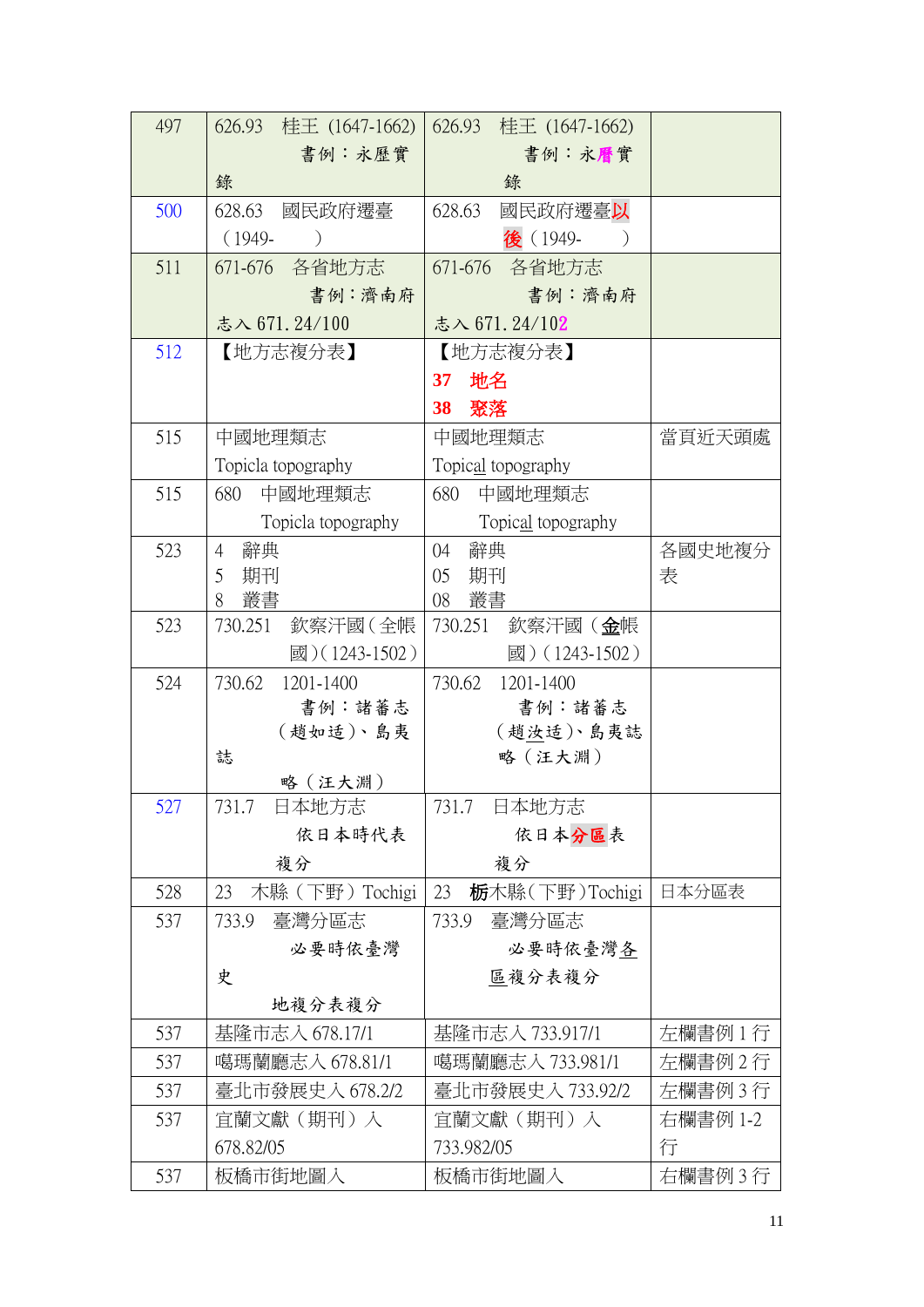| 497 | 626.93 桂王 (1647-1662) 書例：永歷實錄 | 626.93 桂王 (1647-1662) 書例：永曆實錄 | |
|---|---|---|---|
| 500 | 628.63 國民政府遷臺 (1949- ) | 628.63 國民政府遷臺以後 (1949- ) | |
| 511 | 671-676 各省地方志 書例：濟南府志入 671.24/100 | 671-676 各省地方志 書例：濟南府志入 671.24/102 | |
| 512 | 【地方志複分表】 | 【地方志複分表】 **37 地名** **38 聚落** | |
| 515 | 中國地理類志 Topicla topography | 中國地理類志 Topical topography | 當頁近天頭處 |
| 515 | 680 中國地理類志 Topicla topography | 680 中國地理類志 Topical topography | |
| 523 | 4 辭典 5 期刊 8 叢書 | 04 辭典 05 期刊 08 叢書 | 各國史地複分表 |
| 523 | 730.251 欽察汗國（全帳國）(1243-1502) | 730.251 欽察汗國（金帳國）(1243-1502) | |
| 524 | 730.62 1201-1400 書例：諸蕃志（趙如适）、島夷誌略（汪大淵） | 730.62 1201-1400 書例：諸蕃志（趙汝适）、島夷誌略（汪大淵） | |
| 527 | 731.7 日本地方志 依日本時代表複分 | 731.7 日本地方志 依日本分區表複分 | |
| 528 | 23 木縣（下野）Tochigi | 23 栃木縣（下野）Tochigi | 日本分區表 |
| 537 | 733.9 臺灣分區志 必要時依臺灣史地複分表複分 | 733.9 臺灣分區志 必要時依臺灣各區複分表複分 | |
| 537 | 基隆市志入 678.17/1 | 基隆市志入 733.917/1 | 左欄書例 1 行 |
| 537 | 噶瑪蘭廳志入 678.81/1 | 噶瑪蘭廳志入 733.981/1 | 左欄書例 2 行 |
| 537 | 臺北市發展史入 678.2/2 | 臺北市發展史入 733.92/2 | 左欄書例 3 行 |
| 537 | 宜蘭文獻（期刊）入 678.82/05 | 宜蘭文獻（期刊）入 733.982/05 | 右欄書例 1-2 行 |
| 537 | 板橋市街地圖入 | 板橋市街地圖入 | 右欄書例 3 行 |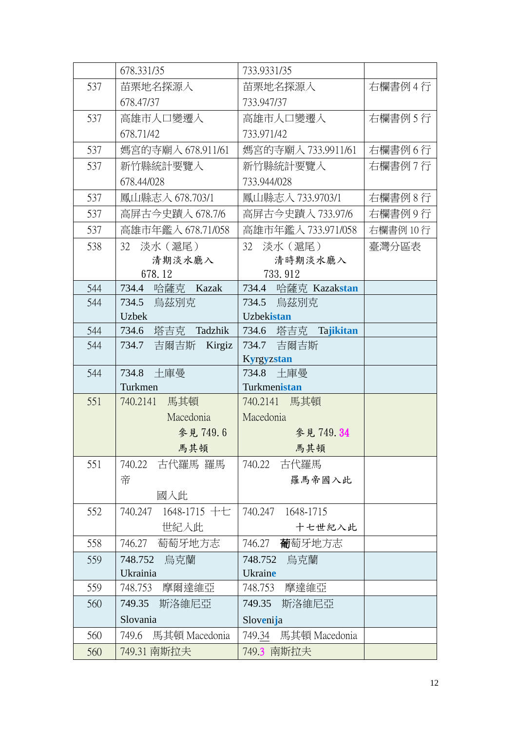| | 678.331/35 | 733.9331/35 | |
|---|---|---|---|
| 537 | 苗栗地名探源入<br>678.47/37 | 苗栗地名探源入<br>733.947/37 | 右欄書例 4 行 |
| 537 | 高雄市人口變遷入<br>678.71/42 | 高雄市人口變遷入<br>733.971/42 | 右欄書例 5 行 |
| 537 | 媽宮的寺廟入 678.911/61 | 媽宮的寺廟入 733.9911/61 | 右欄書例 6 行 |
| 537 | 新竹縣統計要覽入<br>678.44/028 | 新竹縣統計要覽入<br>733.944/028 | 右欄書例 7 行 |
| 537 | 鳳山縣志入 678.703/1 | 鳳山縣志入 733.9703/1 | 右欄書例 8 行 |
| 537 | 高屏古今史蹟入 678.7/6 | 高屏古今史蹟入 733.97/6 | 右欄書例 9 行 |
| 537 | 高雄市年鑑入 678.71/058 | 高雄市年鑑入 733.971/058 | 右欄書例 10 行 |
| 538 | 32 淡水（滬尾）<br>清期淡水廳入<br>678.12 | 32 淡水（滬尾）<br>清時期淡水廳入<br>733.912 | 臺灣分區表 |
| 544 | 734.4 哈薩克 Kazak | 734.4 哈薩克 Kazak**stan** | |
| 544 | 734.5 烏茲別克<br>Uzbek | 734.5 烏茲別克<br>Uzbek**istan** | |
| 544 | 734.6 塔吉克 Tadzhik | 734.6 塔吉克 Ta**jikitan** | |
| 544 | 734.7 吉爾吉斯 Kirgiz | 734.7 吉爾吉斯<br>K**y**rg**y**z**stan** | |
| 544 | 734.8 土庫曼<br>Turkmen | 734.8 土庫曼<br>Turkmen**istan** | |
| 551 | 740.2141 馬其頓<br>Macedonia<br>參見 749.6<br>馬其頓 | 740.2141 馬其頓<br>Macedonia<br>參見 749.34<br>馬其頓 | |
| 551 | 740.22 古代羅馬 羅馬帝<br>國入此 | 740.22 古代羅馬<br>羅馬帝國入此 | |
| 552 | 740.247 1648-1715 十七<br>世紀入此 | 740.247 1648-1715<br>十七世紀入此 | |
| 558 | 746.27 萄萄牙地方志 | 746.27 **葡**萄牙地方志 | |
| 559 | 748.752 烏克蘭<br>Ukrainia | 748.752 烏克蘭<br>Ukrain**e** | |
| 559 | 748.753 摩爾達維亞 | 748.753 摩達維亞 | |
| 560 | 749.35 斯洛維尼亞<br>Slovania | 749.35 斯洛維尼亞<br>Slov**enija** | |
| 560 | 749.6 馬其頓 Macedonia | 749.34 馬其頓 Macedonia | |
| 560 | 749.31 南斯拉夫 | 749.3 南斯拉夫 | |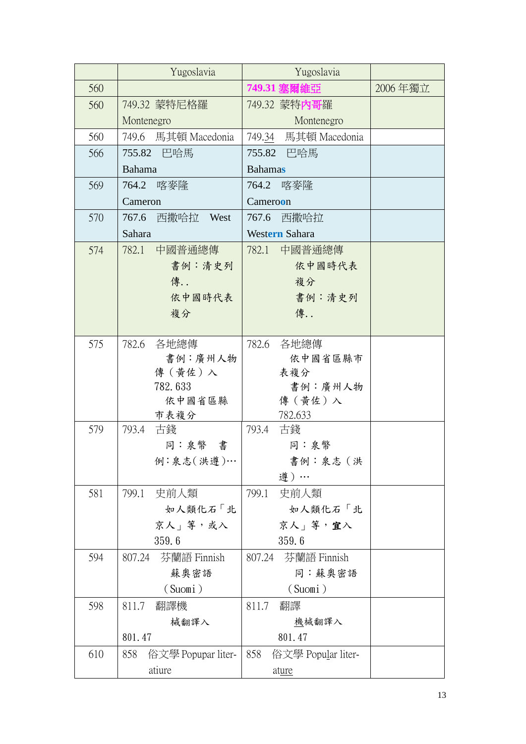| | Yugoslavia | Yugoslavia | |
|---|---|---|---|
| 560 | | **749.31 塞爾維亞** | 2006 年獨立 |
| 560 | 749.32 蒙特尼格羅 Montenegro | 749.32 蒙特內哥羅 Montenegro | |
| 560 | 749.6 馬其頓 Macedonia | 749.34 馬其頓 Macedonia | |
| 566 | 755.82 巴哈馬 Bahama | 755.82 巴哈馬 Bahamas | |
| 569 | 764.2 喀麥隆 Cameron | 764.2 喀麥隆 Cameroon | |
| 570 | 767.6 西撒哈拉 West Sahara | 767.6 西撒哈拉 Western Sahara | |
| 574 | 782.1 中國普通總傳 書例：清史列傳.. 依中國時代表複分 | 782.1 中國普通總傳 依中國時代表複分 書例：清史列傳.. | |
| 575 | 782.6 各地總傳 書例：廣州人物傳（黃佐）入 782.633 依中國省區縣市表複分 | 782.6 各地總傳 依中國省區縣市表複分 書例：廣州人物傳（黃佐）入 782.633 | |
| 579 | 793.4 古錢 同：泉幣 書例：泉志（洪遵）… | 793.4 古錢 同：泉幣 書例：泉志（洪遵）… | |
| 581 | 799.1 史前人類 如人類化石「北京人」等，或入 359.6 | 799.1 史前人類 如人類化石「北京人」等，**宜**入 359.6 | |
| 594 | 807.24 芬蘭語 Finnish 蘇奧密語（Suomi） | 807.24 芬蘭語 Finnish 同：蘇奧密語（Suomi） | |
| 598 | 811.7 翻譯機 械翻譯入 801.47 | 811.7 翻譯 機械翻譯入 801.47 | |
| 610 | 858 俗文學 Popupar literatiure | 858 俗文學 Popular literature | |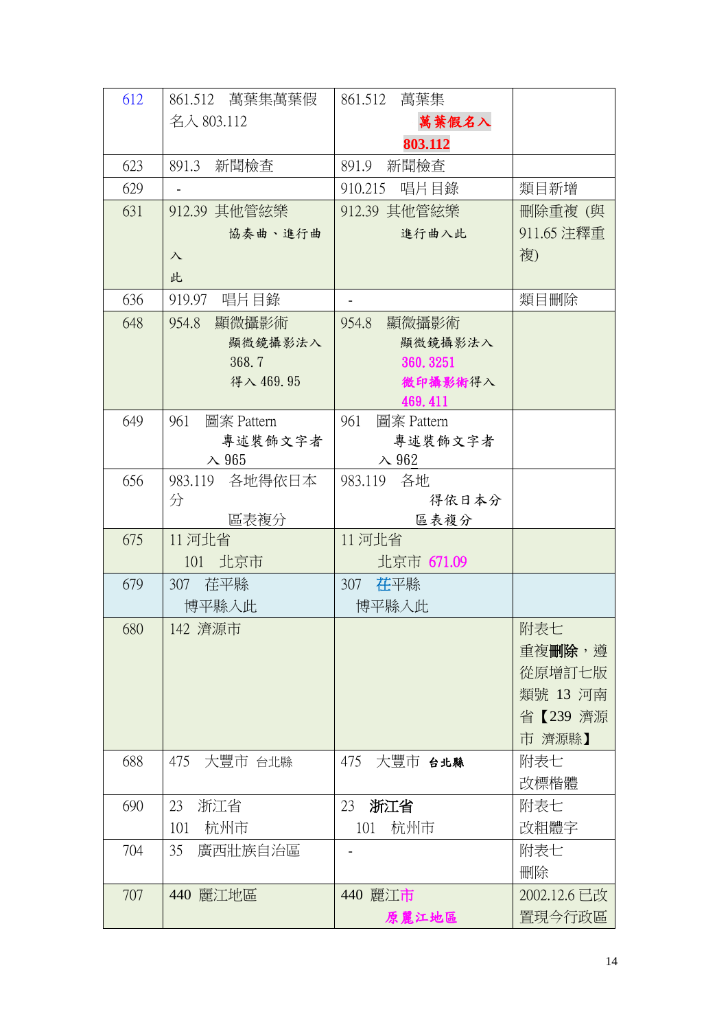| 612 | 861.512 萬葉集萬葉假名入 803.112 | 861.512 萬葉集 萬葉假名入 803.112 | |
|---|---|---|---|
| 623 | 891.3 新聞檢查 | 891.9 新聞檢查 | |
| 629 | - | 910.215 唱片目錄 | 類目新增 |
| 631 | 912.39 其他管絃樂 協奏曲、進行曲入此 | 912.39 其他管絃樂 進行曲入此 | 刪除重複 (與 911.65 注釋重複) |
| 636 | 919.97 唱片目錄 | - | 類目刪除 |
| 648 | 954.8 顯微攝影術 顯微鏡攝影法入 368.7 得入 469.95 | 954.8 顯微攝影術 顯微鏡攝影法入 360.3251 微印攝影術得入 469.411 | |
| 649 | 961 圖案 Pattern 專述裝飾文字者入 965 | 961 圖案 Pattern 專述裝飾文字者入 962 | |
| 656 | 983.119 各地得依日本分 區表複分 | 983.119 各地 得依日本分 區表複分 | |
| 675 | 11 河北省 101 北京市 | 11 河北省 北京市 671.09 | |
| 679 | 307 茌平縣 博平縣入此 | 307 茌平縣 博平縣入此 | |
| 680 | 142 濟源市 | | 附表七 重複**刪除**，遵從原增訂七版類號 13 河南省【239 濟源市 濟源縣】 |
| 688 | 475 大豐市 台北縣 | 475 大豐市 **台北縣** | 附表七 改標楷體 |
| 690 | 23 浙江省 101 杭州市 | 23 **浙江省** 101 杭州市 | 附表七 改粗體字 |
| 704 | 35 廣西壯族自治區 | - | 附表七 刪除 |
| 707 | 440 麗江地區 | 440 麗江市 原麗江地區 | 2002.12.6 已改置現今行政區 |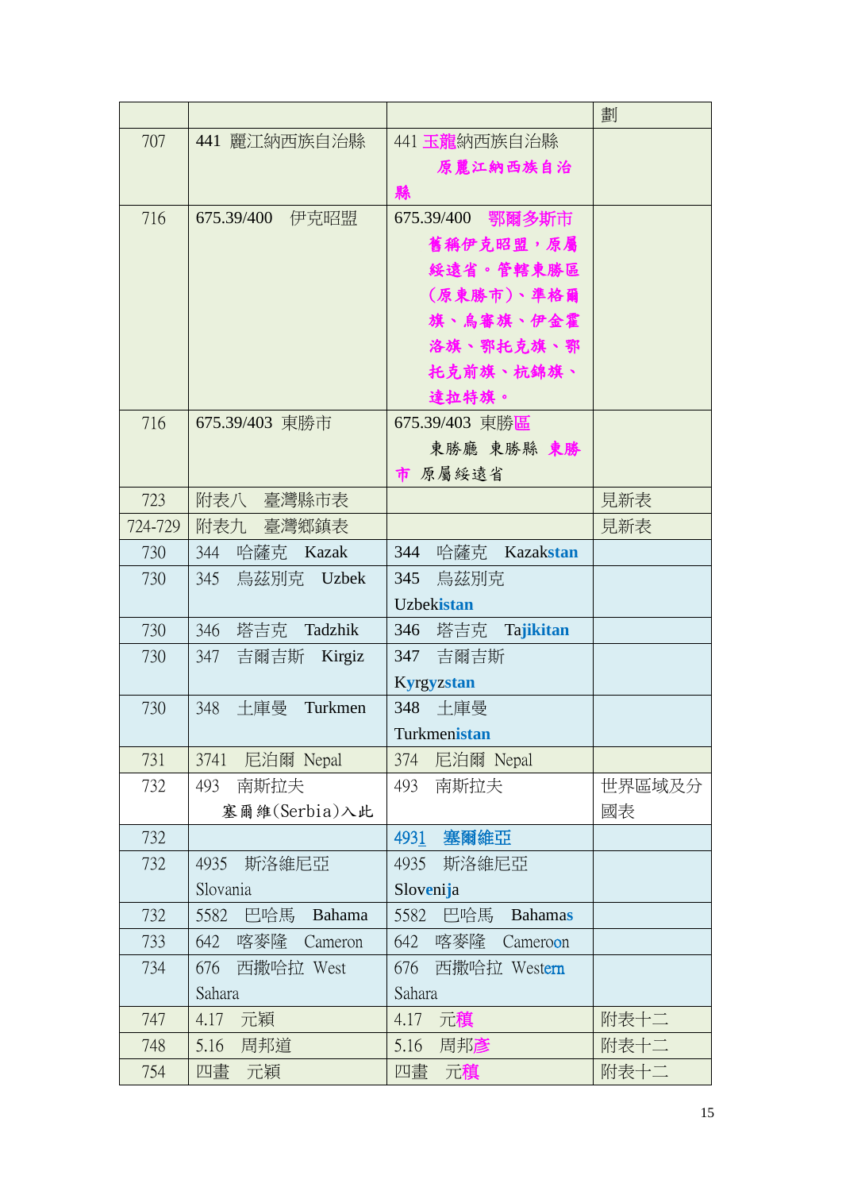| | | | 劃 |
|---|---|---|---|
| 707 | 441 麗江納西族自治縣 | 441 玉龍納西族自治縣 原麗江納西族自治縣 | |
| 716 | 675.39/400 伊克昭盟 | 675.39/400 鄂爾多斯市 舊稱伊克昭盟，原屬綏遠省。管轄東勝區(原東勝市)、準格爾旗、烏審旗、伊金霍洛旗、鄂托克旗、鄂托克前旗、杭錦旗、達拉特旗。 | |
| 716 | 675.39/403 東勝市 | 675.39/403 東勝區 東勝廳 東勝縣 東勝市 原屬綏遠省 | |
| 723 | 附表八 臺灣縣市表 | | 見新表 |
| 724-729 | 附表九 臺灣鄉鎮表 | | 見新表 |
| 730 | 344 哈薩克 Kazak | 344 哈薩克 Kazakstan | |
| 730 | 345 烏茲別克 Uzbek | 345 烏茲別克 Uzbekistan | |
| 730 | 346 塔吉克 Tadzhik | 346 塔吉克 Tajikitan | |
| 730 | 347 吉爾吉斯 Kirgiz | 347 吉爾吉斯 Kyrgyzstan | |
| 730 | 348 土庫曼 Turkmen | 348 土庫曼 Turkmenistan | |
| 731 | 3741 尼泊爾 Nepal | 374 尼泊爾 Nepal | |
| 732 | 493 南斯拉夫 塞爾維(Serbia)入此 | 493 南斯拉夫 | 世界區域及分國表 |
| 732 | | 4931 塞爾維亞 | |
| 732 | 4935 斯洛維尼亞 Slovania | 4935 斯洛維尼亞 Slovenija | |
| 732 | 5582 巴哈馬 Bahama | 5582 巴哈馬 Bahamas | |
| 733 | 642 喀麥隆 Cameron | 642 喀麥隆 Cameroon | |
| 734 | 676 西撒哈拉 West Sahara | 676 西撒哈拉 Western Sahara | |
| 747 | 4.17 元穎 | 4.17 元稹 | 附表十二 |
| 748 | 5.16 周邦道 | 5.16 周邦彥 | 附表十二 |
| 754 | 四畫 元穎 | 四畫 元稹 | 附表十二 |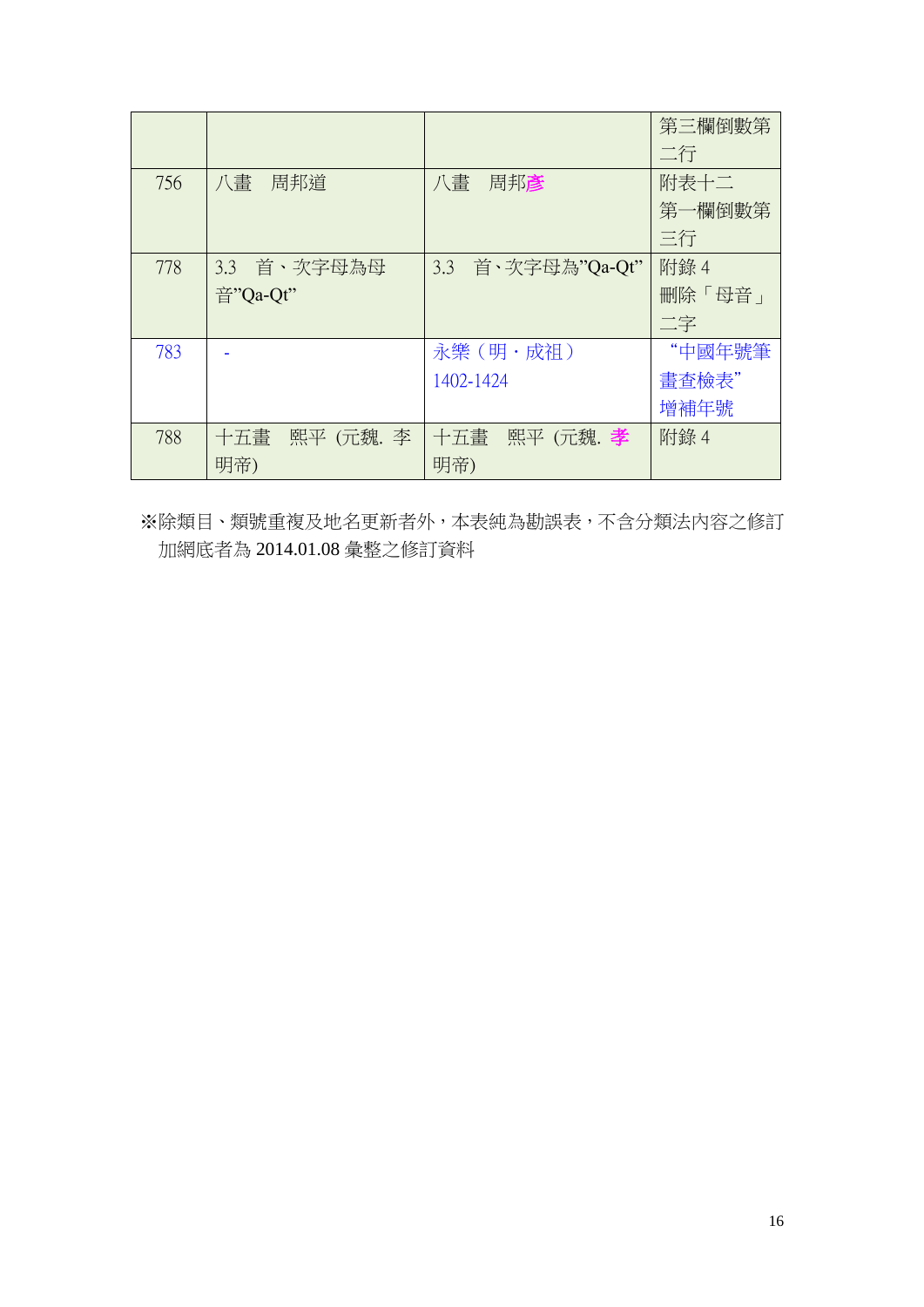| | | | |
|---|---|---|---|
| | | | 第三欄倒數第二行 |
| 756 | 八畫　周邦道 | 八畫　周邦彥 | 附表十二第一欄倒數第三行 |
| 778 | 3.3　首、次字母為母音"Qa-Qt" | 3.3　首、次字母為"Qa-Qt" | 附錄 4 刪除「母音」二字 |
| 783 | - | 永樂（明・成祖）1402-1424 | "中國年號筆畫查檢表"增補年號 |
| 788 | 十五畫　熙平 (元魏. 李明帝) | 十五畫　熙平 (元魏. 孝明帝) | 附錄 4 |

※除類目、類號重複及地名更新者外，本表純為勘誤表，不含分類法內容之修訂
加網底者為 2014.01.08 彙整之修訂資料